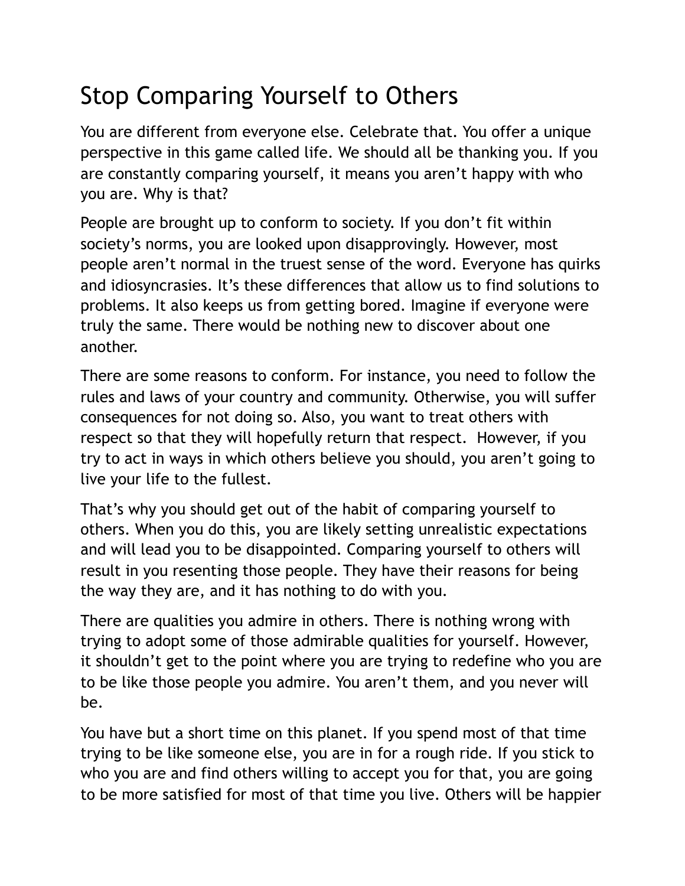# Stop Comparing Yourself to Others

You are different from everyone else. Celebrate that. You offer a unique perspective in this game called life. We should all be thanking you. If you are constantly comparing yourself, it means you aren't happy with who you are. Why is that?

People are brought up to conform to society. If you don't fit within society's norms, you are looked upon disapprovingly. However, most people aren't normal in the truest sense of the word. Everyone has quirks and idiosyncrasies. It's these differences that allow us to find solutions to problems. It also keeps us from getting bored. Imagine if everyone were truly the same. There would be nothing new to discover about one another.

There are some reasons to conform. For instance, you need to follow the rules and laws of your country and community. Otherwise, you will suffer consequences for not doing so. Also, you want to treat others with respect so that they will hopefully return that respect. However, if you try to act in ways in which others believe you should, you aren't going to live your life to the fullest.

That's why you should get out of the habit of comparing yourself to others. When you do this, you are likely setting unrealistic expectations and will lead you to be disappointed. Comparing yourself to others will result in you resenting those people. They have their reasons for being the way they are, and it has nothing to do with you.

There are qualities you admire in others. There is nothing wrong with trying to adopt some of those admirable qualities for yourself. However, it shouldn't get to the point where you are trying to redefine who you are to be like those people you admire. You aren't them, and you never will be.

You have but a short time on this planet. If you spend most of that time trying to be like someone else, you are in for a rough ride. If you stick to who you are and find others willing to accept you for that, you are going to be more satisfied for most of that time you live. Others will be happier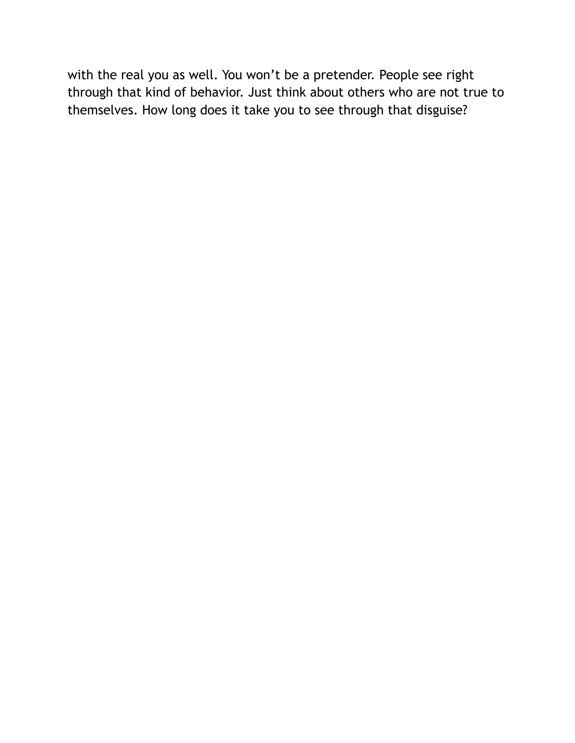with the real you as well. You won't be a pretender. People see right through that kind of behavior. Just think about others who are not true to themselves. How long does it take you to see through that disguise?